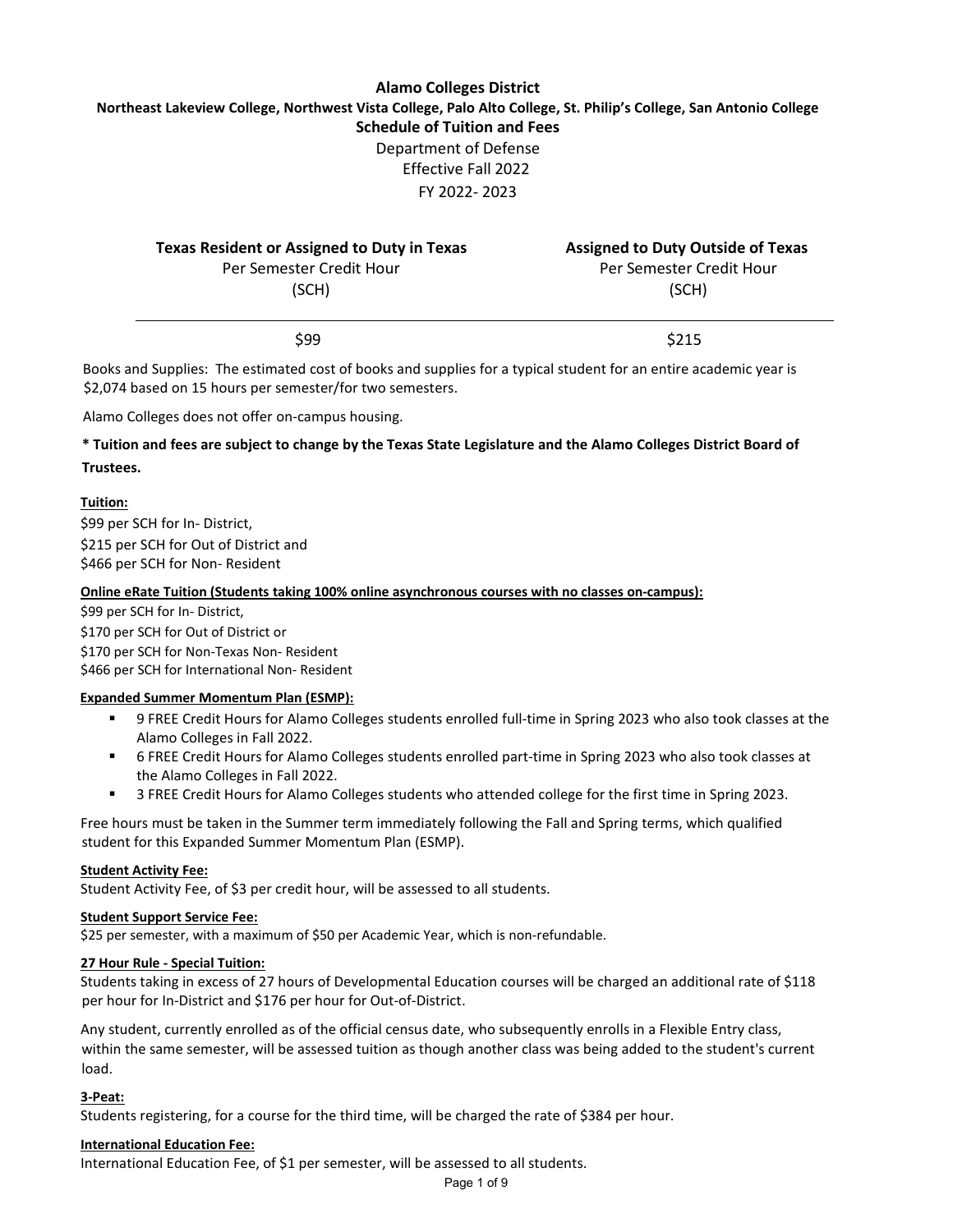# Alamo Colleges District

## Northeast Lakeview College, Northwest Vista College, Palo Alto College, St. Philip's College, San Antonio College

## Schedule of Tuition and Fees

Department of Defense

Effective Fall 2022

FY 2022- 2023

| **Texas Resident or Assigned to Duty in Texas** Per Semester Credit Hour (SCH) | **Assigned to Duty Outside of Texas** Per Semester Credit Hour (SCH) |
|---|---|
| $99 | $215 |

Books and Supplies: The estimated cost of books and supplies for a typical student for an entire academic year is $2,074 based on 15 hours per semester/for two semesters.

Alamo Colleges does not offer on-campus housing.

**\* Tuition and fees are subject to change by the Texas State Legislature and the Alamo Colleges District Board of Trustees.**

**<u>Tuition:</u>**

$99 per SCH for In- District,

$215 per SCH for Out of District and

$466 per SCH for Non- Resident

**<u>Online eRate Tuition (Students taking 100% online asynchronous courses with no classes on-campus):</u>**

$99 per SCH for In- District,

$170 per SCH for Out of District or

$170 per SCH for Non-Texas Non- Resident

$466 per SCH for International Non- Resident

**<u>Expanded Summer Momentum Plan (ESMP):</u>**

- 9 FREE Credit Hours for Alamo Colleges students enrolled full-time in Spring 2023 who also took classes at the Alamo Colleges in Fall 2022.
- 6 FREE Credit Hours for Alamo Colleges students enrolled part-time in Spring 2023 who also took classes at the Alamo Colleges in Fall 2022.
- 3 FREE Credit Hours for Alamo Colleges students who attended college for the first time in Spring 2023.

Free hours must be taken in the Summer term immediately following the Fall and Spring terms, which qualified student for this Expanded Summer Momentum Plan (ESMP).

**<u>Student Activity Fee:</u>**

Student Activity Fee, of $3 per credit hour, will be assessed to all students.

**<u>Student Support Service Fee:</u>**

$25 per semester, with a maximum of $50 per Academic Year, which is non-refundable.

**<u>27 Hour Rule - Special Tuition:</u>**

Students taking in excess of 27 hours of Developmental Education courses will be charged an additional rate of $118 per hour for In-District and $176 per hour for Out-of-District.

Any student, currently enrolled as of the official census date, who subsequently enrolls in a Flexible Entry class, within the same semester, will be assessed tuition as though another class was being added to the student's current load.

**<u>3-Peat:</u>**

Students registering, for a course for the third time, will be charged the rate of $384 per hour.

**<u>International Education Fee:</u>**

International Education Fee, of $1 per semester, will be assessed to all students.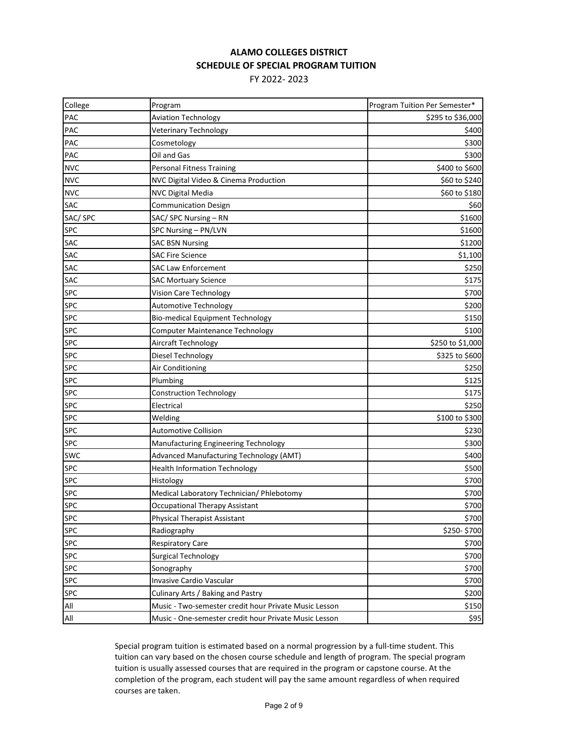# ALAMO COLLEGES DISTRICT

## SCHEDULE OF SPECIAL PROGRAM TUITION

FY 2022- 2023

| College | Program | Program Tuition Per Semester* |
|---|---|---|
| PAC | Aviation Technology | $295 to $36,000 |
| PAC | Veterinary Technology | $400 |
| PAC | Cosmetology | $300 |
| PAC | Oil and Gas | $300 |
| NVC | Personal Fitness Training | $400 to $600 |
| NVC | NVC Digital Video & Cinema Production | $60 to $240 |
| NVC | NVC Digital Media | $60 to $180 |
| SAC | Communication Design | $60 |
| SAC/ SPC | SAC/ SPC Nursing – RN | $1600 |
| SPC | SPC Nursing – PN/LVN | $1600 |
| SAC | SAC BSN Nursing | $1200 |
| SAC | SAC Fire Science | $1,100 |
| SAC | SAC Law Enforcement | $250 |
| SAC | SAC Mortuary Science | $175 |
| SPC | Vision Care Technology | $700 |
| SPC | Automotive Technology | $200 |
| SPC | Bio-medical Equipment Technology | $150 |
| SPC | Computer Maintenance Technology | $100 |
| SPC | Aircraft Technology | $250 to $1,000 |
| SPC | Diesel Technology | $325 to $600 |
| SPC | Air Conditioning | $250 |
| SPC | Plumbing | $125 |
| SPC | Construction Technology | $175 |
| SPC | Electrical | $250 |
| SPC | Welding | $100 to $300 |
| SPC | Automotive Collision | $230 |
| SPC | Manufacturing Engineering Technology | $300 |
| SWC | Advanced Manufacturing Technology (AMT) | $400 |
| SPC | Health Information Technology | $500 |
| SPC | Histology | $700 |
| SPC | Medical Laboratory Technician/ Phlebotomy | $700 |
| SPC | Occupational Therapy Assistant | $700 |
| SPC | Physical Therapist Assistant | $700 |
| SPC | Radiography | $250- $700 |
| SPC | Respiratory Care | $700 |
| SPC | Surgical Technology | $700 |
| SPC | Sonography | $700 |
| SPC | Invasive Cardio Vascular | $700 |
| SPC | Culinary Arts / Baking and Pastry | $200 |
| All | Music - Two-semester credit hour Private Music Lesson | $150 |
| All | Music - One-semester credit hour Private Music Lesson | $95 |

Special program tuition is estimated based on a normal progression by a full-time student. This tuition can vary based on the chosen course schedule and length of program. The special program tuition is usually assessed courses that are required in the program or capstone course. At the completion of the program, each student will pay the same amount regardless of when required courses are taken.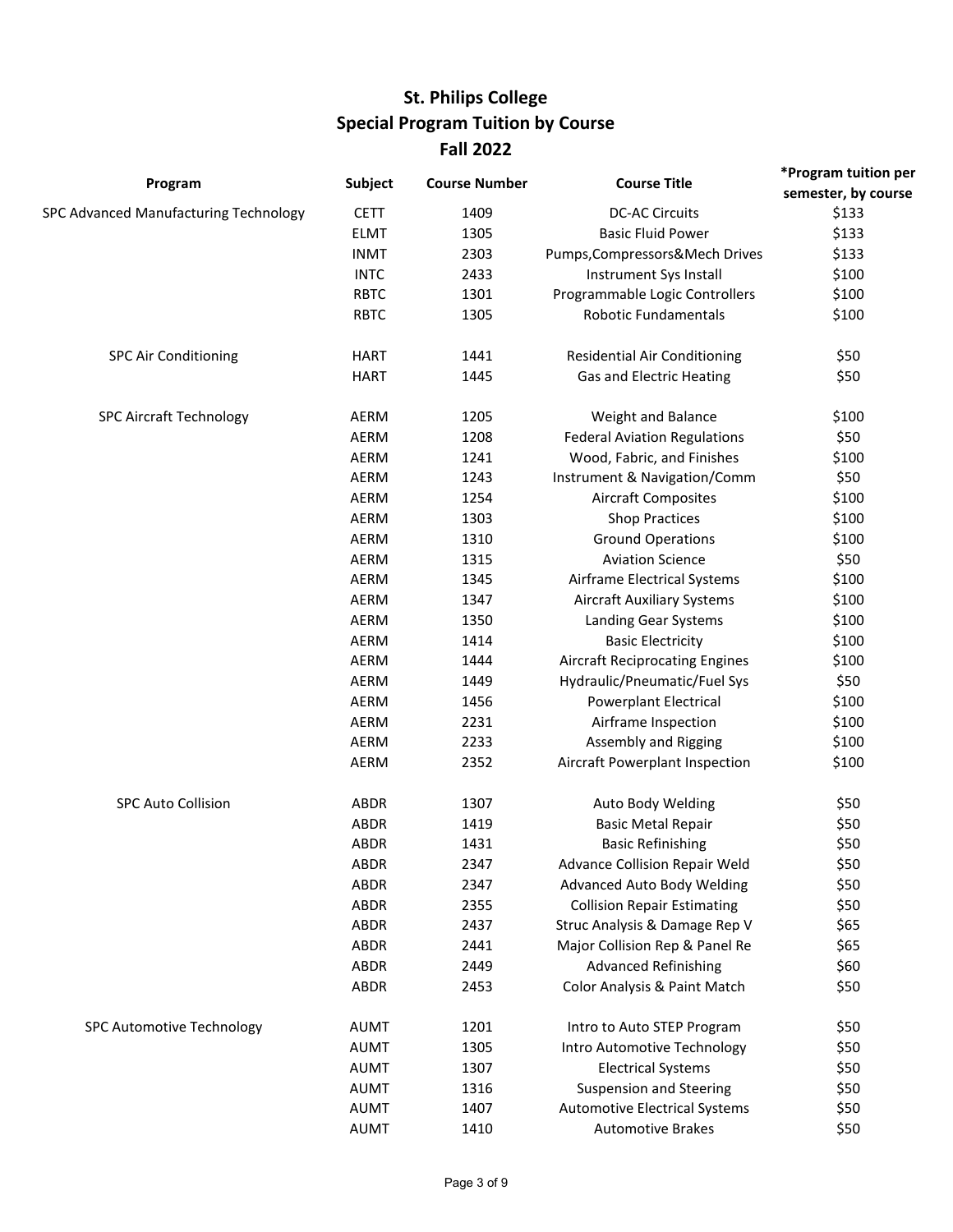# St. Philips College
## Special Program Tuition by Course
### Fall 2022

| Program | Subject | Course Number | Course Title | *Program tuition per semester, by course |
|---|---|---|---|---|
| SPC Advanced Manufacturing Technology | CETT | 1409 | DC-AC Circuits | $133 |
| | ELMT | 1305 | Basic Fluid Power | $133 |
| | INMT | 2303 | Pumps,Compressors&Mech Drives | $133 |
| | INTC | 2433 | Instrument Sys Install | $100 |
| | RBTC | 1301 | Programmable Logic Controllers | $100 |
| | RBTC | 1305 | Robotic Fundamentals | $100 |
| SPC Air Conditioning | HART | 1441 | Residential Air Conditioning | $50 |
| | HART | 1445 | Gas and Electric Heating | $50 |
| SPC Aircraft Technology | AERM | 1205 | Weight and Balance | $100 |
| | AERM | 1208 | Federal Aviation Regulations | $50 |
| | AERM | 1241 | Wood, Fabric, and Finishes | $100 |
| | AERM | 1243 | Instrument & Navigation/Comm | $50 |
| | AERM | 1254 | Aircraft Composites | $100 |
| | AERM | 1303 | Shop Practices | $100 |
| | AERM | 1310 | Ground Operations | $100 |
| | AERM | 1315 | Aviation Science | $50 |
| | AERM | 1345 | Airframe Electrical Systems | $100 |
| | AERM | 1347 | Aircraft Auxiliary Systems | $100 |
| | AERM | 1350 | Landing Gear Systems | $100 |
| | AERM | 1414 | Basic Electricity | $100 |
| | AERM | 1444 | Aircraft Reciprocating Engines | $100 |
| | AERM | 1449 | Hydraulic/Pneumatic/Fuel Sys | $50 |
| | AERM | 1456 | Powerplant Electrical | $100 |
| | AERM | 2231 | Airframe Inspection | $100 |
| | AERM | 2233 | Assembly and Rigging | $100 |
| | AERM | 2352 | Aircraft Powerplant Inspection | $100 |
| SPC Auto Collision | ABDR | 1307 | Auto Body Welding | $50 |
| | ABDR | 1419 | Basic Metal Repair | $50 |
| | ABDR | 1431 | Basic Refinishing | $50 |
| | ABDR | 2347 | Advance Collision Repair Weld | $50 |
| | ABDR | 2347 | Advanced Auto Body Welding | $50 |
| | ABDR | 2355 | Collision Repair Estimating | $50 |
| | ABDR | 2437 | Struc Analysis & Damage Rep V | $65 |
| | ABDR | 2441 | Major Collision Rep & Panel Re | $65 |
| | ABDR | 2449 | Advanced Refinishing | $60 |
| | ABDR | 2453 | Color Analysis & Paint Match | $50 |
| SPC Automotive Technology | AUMT | 1201 | Intro to Auto STEP Program | $50 |
| | AUMT | 1305 | Intro Automotive Technology | $50 |
| | AUMT | 1307 | Electrical Systems | $50 |
| | AUMT | 1316 | Suspension and Steering | $50 |
| | AUMT | 1407 | Automotive Electrical Systems | $50 |
| | AUMT | 1410 | Automotive Brakes | $50 |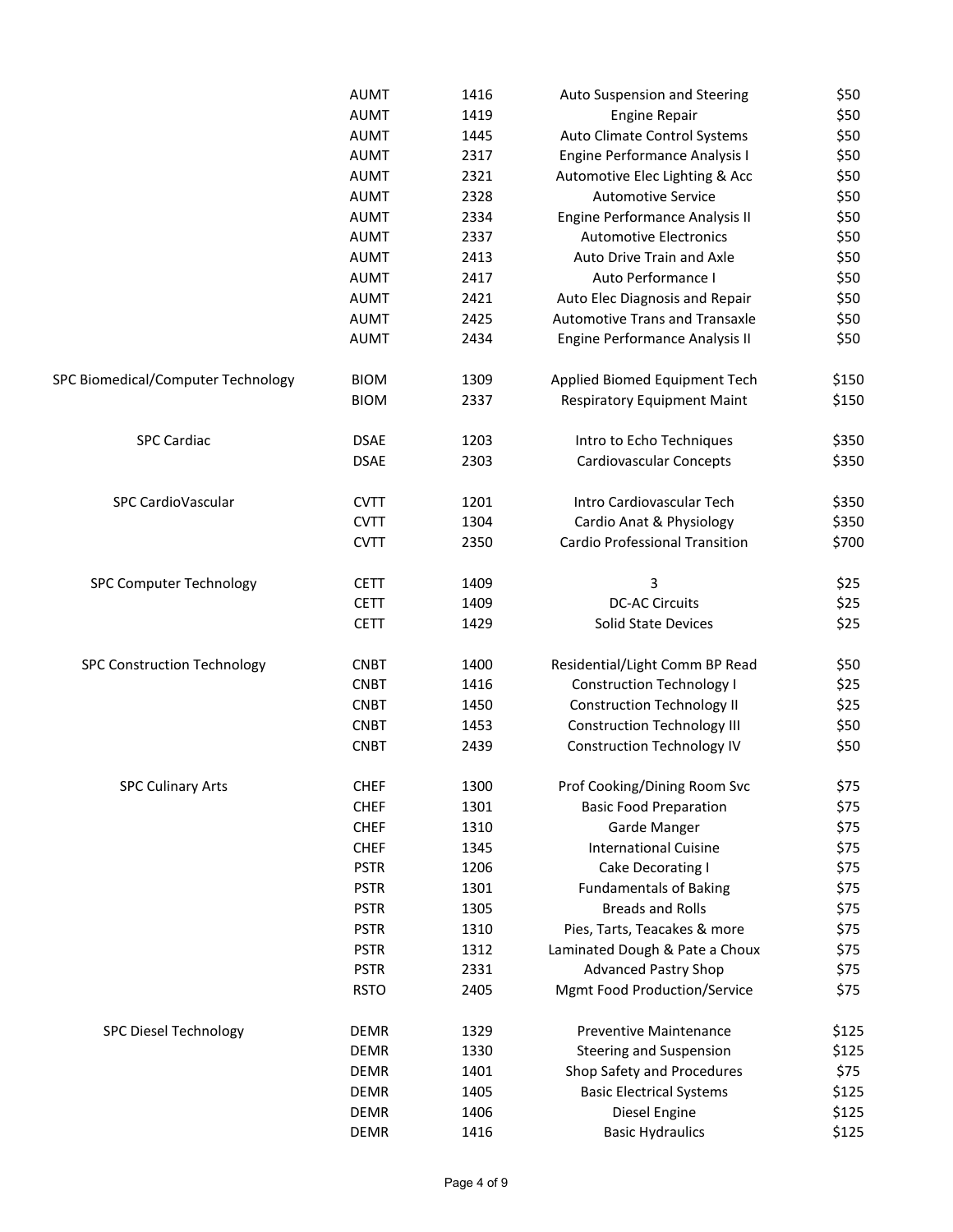| | | | | |
|---|---|---|---|---|
| | AUMT | 1416 | Auto Suspension and Steering | $50 |
| | AUMT | 1419 | Engine Repair | $50 |
| | AUMT | 1445 | Auto Climate Control Systems | $50 |
| | AUMT | 2317 | Engine Performance Analysis I | $50 |
| | AUMT | 2321 | Automotive Elec Lighting & Acc | $50 |
| | AUMT | 2328 | Automotive Service | $50 |
| | AUMT | 2334 | Engine Performance Analysis II | $50 |
| | AUMT | 2337 | Automotive Electronics | $50 |
| | AUMT | 2413 | Auto Drive Train and Axle | $50 |
| | AUMT | 2417 | Auto Performance I | $50 |
| | AUMT | 2421 | Auto Elec Diagnosis and Repair | $50 |
| | AUMT | 2425 | Automotive Trans and Transaxle | $50 |
| | AUMT | 2434 | Engine Performance Analysis II | $50 |
| SPC Biomedical/Computer Technology | BIOM | 1309 | Applied Biomed Equipment Tech | $150 |
| | BIOM | 2337 | Respiratory Equipment Maint | $150 |
| SPC Cardiac | DSAE | 1203 | Intro to Echo Techniques | $350 |
| | DSAE | 2303 | Cardiovascular Concepts | $350 |
| SPC CardioVascular | CVTT | 1201 | Intro Cardiovascular Tech | $350 |
| | CVTT | 1304 | Cardio Anat & Physiology | $350 |
| | CVTT | 2350 | Cardio Professional Transition | $700 |
| SPC Computer Technology | CETT | 1409 | 3 | $25 |
| | CETT | 1409 | DC-AC Circuits | $25 |
| | CETT | 1429 | Solid State Devices | $25 |
| SPC Construction Technology | CNBT | 1400 | Residential/Light Comm BP Read | $50 |
| | CNBT | 1416 | Construction Technology I | $25 |
| | CNBT | 1450 | Construction Technology II | $25 |
| | CNBT | 1453 | Construction Technology III | $50 |
| | CNBT | 2439 | Construction Technology IV | $50 |
| SPC Culinary Arts | CHEF | 1300 | Prof Cooking/Dining Room Svc | $75 |
| | CHEF | 1301 | Basic Food Preparation | $75 |
| | CHEF | 1310 | Garde Manger | $75 |
| | CHEF | 1345 | International Cuisine | $75 |
| | PSTR | 1206 | Cake Decorating I | $75 |
| | PSTR | 1301 | Fundamentals of Baking | $75 |
| | PSTR | 1305 | Breads and Rolls | $75 |
| | PSTR | 1310 | Pies, Tarts, Teacakes & more | $75 |
| | PSTR | 1312 | Laminated Dough & Pate a Choux | $75 |
| | PSTR | 2331 | Advanced Pastry Shop | $75 |
| | RSTO | 2405 | Mgmt Food Production/Service | $75 |
| SPC Diesel Technology | DEMR | 1329 | Preventive Maintenance | $125 |
| | DEMR | 1330 | Steering and Suspension | $125 |
| | DEMR | 1401 | Shop Safety and Procedures | $75 |
| | DEMR | 1405 | Basic Electrical Systems | $125 |
| | DEMR | 1406 | Diesel Engine | $125 |
| | DEMR | 1416 | Basic Hydraulics | $125 |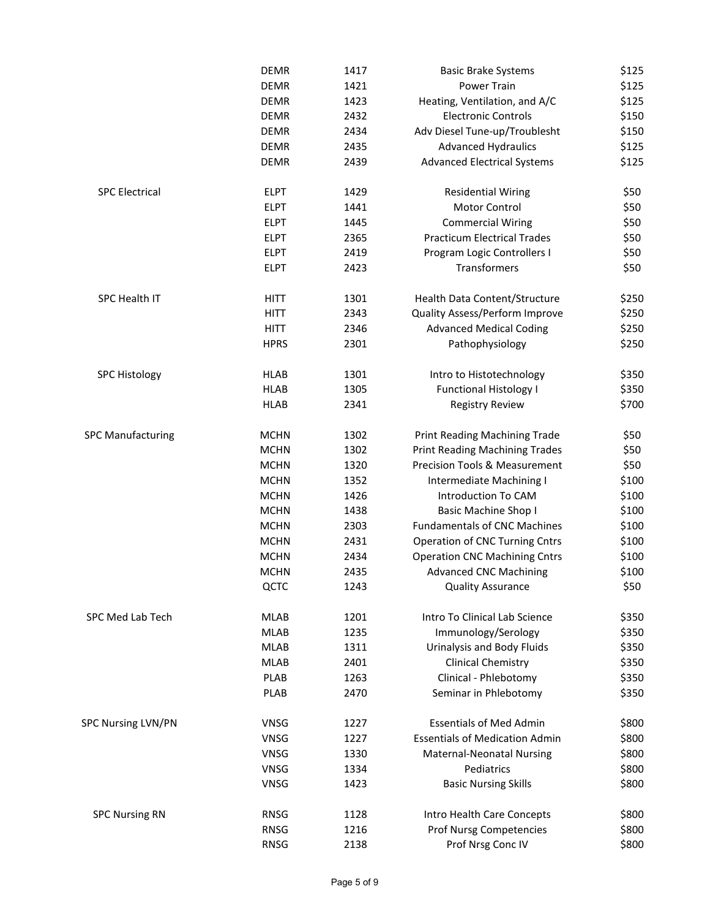| | | | | |
|---|---|---|---|---|
| | DEMR | 1417 | Basic Brake Systems | $125 |
| | DEMR | 1421 | Power Train | $125 |
| | DEMR | 1423 | Heating, Ventilation, and A/C | $125 |
| | DEMR | 2432 | Electronic Controls | $150 |
| | DEMR | 2434 | Adv Diesel Tune-up/Troublesht | $150 |
| | DEMR | 2435 | Advanced Hydraulics | $125 |
| | DEMR | 2439 | Advanced Electrical Systems | $125 |
| SPC Electrical | ELPT | 1429 | Residential Wiring | $50 |
| | ELPT | 1441 | Motor Control | $50 |
| | ELPT | 1445 | Commercial Wiring | $50 |
| | ELPT | 2365 | Practicum Electrical Trades | $50 |
| | ELPT | 2419 | Program Logic Controllers I | $50 |
| | ELPT | 2423 | Transformers | $50 |
| SPC Health IT | HITT | 1301 | Health Data Content/Structure | $250 |
| | HITT | 2343 | Quality Assess/Perform Improve | $250 |
| | HITT | 2346 | Advanced Medical Coding | $250 |
| | HPRS | 2301 | Pathophysiology | $250 |
| SPC Histology | HLAB | 1301 | Intro to Histotechnology | $350 |
| | HLAB | 1305 | Functional Histology I | $350 |
| | HLAB | 2341 | Registry Review | $700 |
| SPC Manufacturing | MCHN | 1302 | Print Reading Machining Trade | $50 |
| | MCHN | 1302 | Print Reading Machining Trades | $50 |
| | MCHN | 1320 | Precision Tools & Measurement | $50 |
| | MCHN | 1352 | Intermediate Machining I | $100 |
| | MCHN | 1426 | Introduction To CAM | $100 |
| | MCHN | 1438 | Basic Machine Shop I | $100 |
| | MCHN | 2303 | Fundamentals of CNC Machines | $100 |
| | MCHN | 2431 | Operation of CNC Turning Cntrs | $100 |
| | MCHN | 2434 | Operation CNC Machining Cntrs | $100 |
| | MCHN | 2435 | Advanced CNC Machining | $100 |
| | QCTC | 1243 | Quality Assurance | $50 |
| SPC Med Lab Tech | MLAB | 1201 | Intro To Clinical Lab Science | $350 |
| | MLAB | 1235 | Immunology/Serology | $350 |
| | MLAB | 1311 | Urinalysis and Body Fluids | $350 |
| | MLAB | 2401 | Clinical Chemistry | $350 |
| | PLAB | 1263 | Clinical - Phlebotomy | $350 |
| | PLAB | 2470 | Seminar in Phlebotomy | $350 |
| SPC Nursing LVN/PN | VNSG | 1227 | Essentials of Med Admin | $800 |
| | VNSG | 1227 | Essentials of Medication Admin | $800 |
| | VNSG | 1330 | Maternal-Neonatal Nursing | $800 |
| | VNSG | 1334 | Pediatrics | $800 |
| | VNSG | 1423 | Basic Nursing Skills | $800 |
| SPC Nursing RN | RNSG | 1128 | Intro Health Care Concepts | $800 |
| | RNSG | 1216 | Prof Nursg Competencies | $800 |
| | RNSG | 2138 | Prof Nrsg Conc IV | $800 |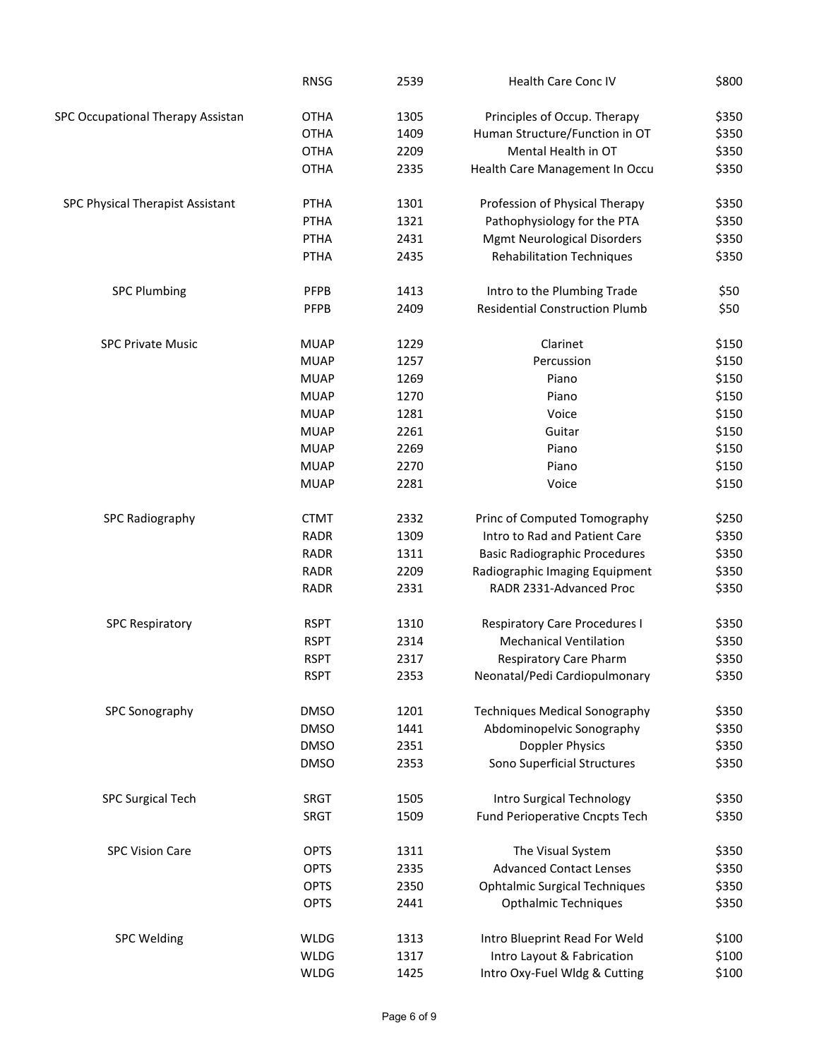| | | | | |
|---|---|---|---|---|
| | RNSG | 2539 | Health Care Conc IV | $800 |
| SPC Occupational Therapy Assistan | OTHA | 1305 | Principles of Occup. Therapy | $350 |
| | OTHA | 1409 | Human Structure/Function in OT | $350 |
| | OTHA | 2209 | Mental Health in OT | $350 |
| | OTHA | 2335 | Health Care Management In Occu | $350 |
| SPC Physical Therapist Assistant | PTHA | 1301 | Profession of Physical Therapy | $350 |
| | PTHA | 1321 | Pathophysiology for the PTA | $350 |
| | PTHA | 2431 | Mgmt Neurological Disorders | $350 |
| | PTHA | 2435 | Rehabilitation Techniques | $350 |
| SPC Plumbing | PFPB | 1413 | Intro to the Plumbing Trade | $50 |
| | PFPB | 2409 | Residential Construction Plumb | $50 |
| SPC Private Music | MUAP | 1229 | Clarinet | $150 |
| | MUAP | 1257 | Percussion | $150 |
| | MUAP | 1269 | Piano | $150 |
| | MUAP | 1270 | Piano | $150 |
| | MUAP | 1281 | Voice | $150 |
| | MUAP | 2261 | Guitar | $150 |
| | MUAP | 2269 | Piano | $150 |
| | MUAP | 2270 | Piano | $150 |
| | MUAP | 2281 | Voice | $150 |
| SPC Radiography | CTMT | 2332 | Princ of Computed Tomography | $250 |
| | RADR | 1309 | Intro to Rad and Patient Care | $350 |
| | RADR | 1311 | Basic Radiographic Procedures | $350 |
| | RADR | 2209 | Radiographic Imaging Equipment | $350 |
| | RADR | 2331 | RADR 2331-Advanced Proc | $350 |
| SPC Respiratory | RSPT | 1310 | Respiratory Care Procedures I | $350 |
| | RSPT | 2314 | Mechanical Ventilation | $350 |
| | RSPT | 2317 | Respiratory Care Pharm | $350 |
| | RSPT | 2353 | Neonatal/Pedi Cardiopulmonary | $350 |
| SPC Sonography | DMSO | 1201 | Techniques Medical Sonography | $350 |
| | DMSO | 1441 | Abdominopelvic Sonography | $350 |
| | DMSO | 2351 | Doppler Physics | $350 |
| | DMSO | 2353 | Sono Superficial Structures | $350 |
| SPC Surgical Tech | SRGT | 1505 | Intro Surgical Technology | $350 |
| | SRGT | 1509 | Fund Perioperative Cncpts Tech | $350 |
| SPC Vision Care | OPTS | 1311 | The Visual System | $350 |
| | OPTS | 2335 | Advanced Contact Lenses | $350 |
| | OPTS | 2350 | Ophtalmic Surgical Techniques | $350 |
| | OPTS | 2441 | Opthalmic Techniques | $350 |
| SPC Welding | WLDG | 1313 | Intro Blueprint Read For Weld | $100 |
| | WLDG | 1317 | Intro Layout & Fabrication | $100 |
| | WLDG | 1425 | Intro Oxy-Fuel Wldg & Cutting | $100 |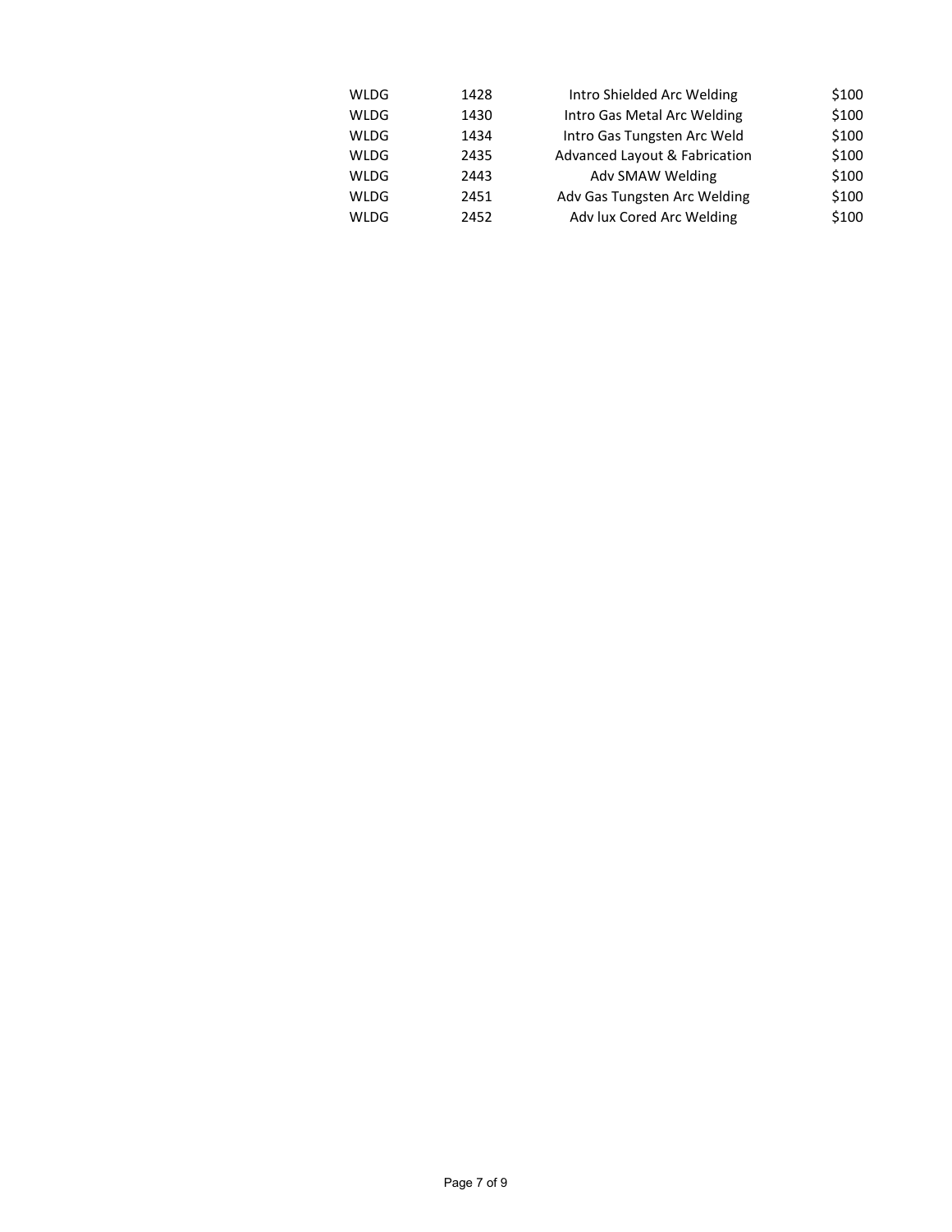| | | | |
|---|---|---|---|
| WLDG | 1428 | Intro Shielded Arc Welding | $100 |
| WLDG | 1430 | Intro Gas Metal Arc Welding | $100 |
| WLDG | 1434 | Intro Gas Tungsten Arc Weld | $100 |
| WLDG | 2435 | Advanced Layout & Fabrication | $100 |
| WLDG | 2443 | Adv SMAW Welding | $100 |
| WLDG | 2451 | Adv Gas Tungsten Arc Welding | $100 |
| WLDG | 2452 | Adv lux Cored Arc Welding | $100 |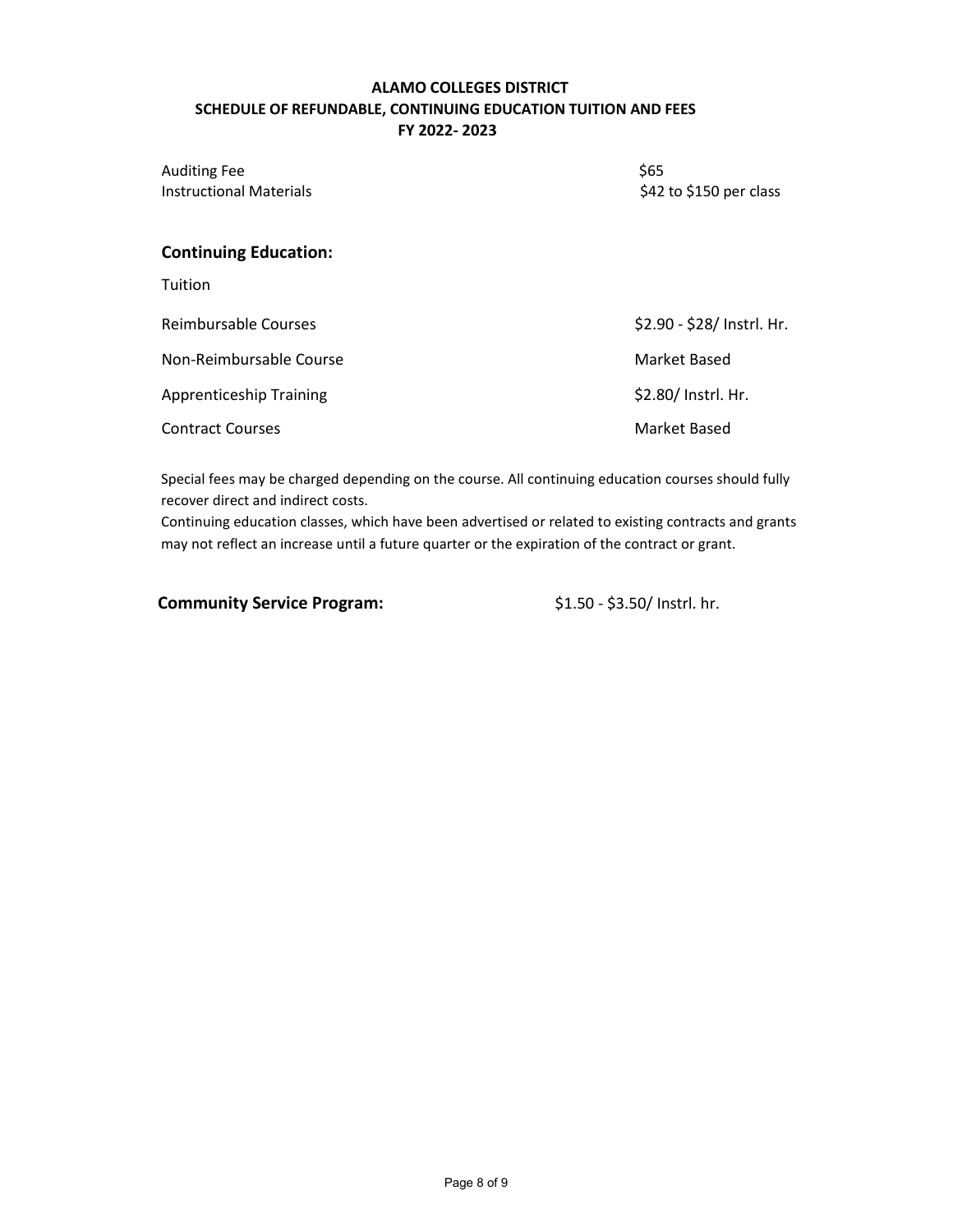**ALAMO COLLEGES DISTRICT**
**SCHEDULE OF REFUNDABLE, CONTINUING EDUCATION TUITION AND FEES**
**FY 2022- 2023**

| | |
|---|---|
| Auditing Fee | $65 |
| Instructional Materials | $42 to $150 per class |

## Continuing Education:

Tuition

| | |
|---|---|
| Reimbursable Courses | $2.90 - $28/ Instrl. Hr. |
| Non-Reimbursable Course | Market Based |
| Apprenticeship Training | $2.80/ Instrl. Hr. |
| Contract Courses | Market Based |

Special fees may be charged depending on the course. All continuing education courses should fully recover direct and indirect costs.
Continuing education classes, which have been advertised or related to existing contracts and grants may not reflect an increase until a future quarter or the expiration of the contract or grant.

**Community Service Program:** $1.50 - $3.50/ Instrl. hr.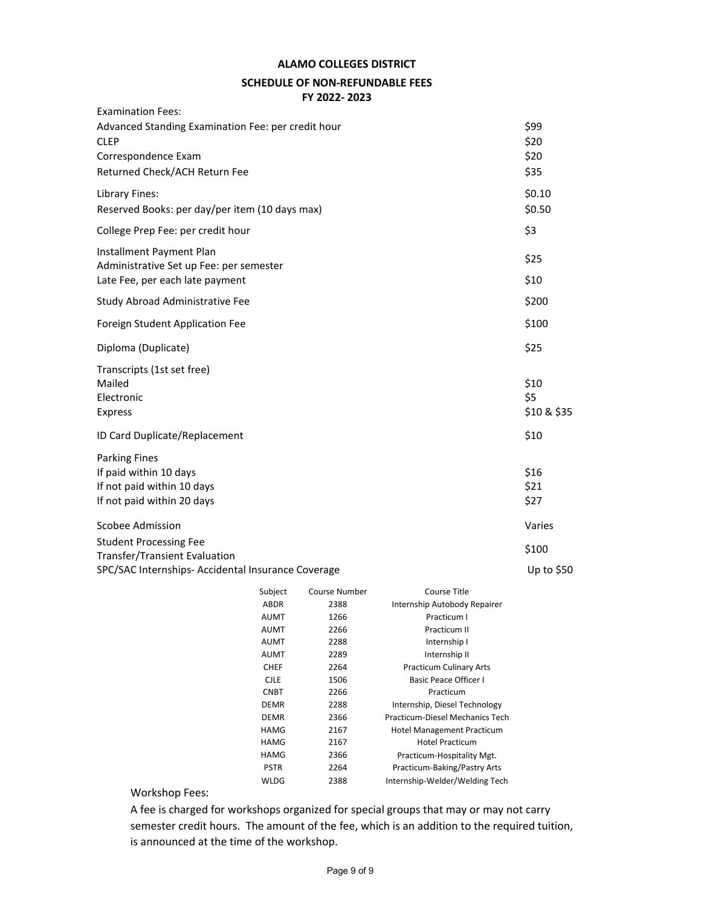**ALAMO COLLEGES DISTRICT**

**SCHEDULE OF NON-REFUNDABLE FEES**
**FY 2022- 2023**

| | |
|---|---|
| Examination Fees: | |
| Advanced Standing Examination Fee: per credit hour | $99 |
| CLEP | $20 |
| Correspondence Exam | $20 |
| Returned Check/ACH Return Fee | $35 |
| Library Fines: | $0.10 |
| Reserved Books: per day/per item (10 days max) | $0.50 |
| College Prep Fee: per credit hour | $3 |
| Installment Payment Plan<br>Administrative Set up Fee: per semester | $25 |
| Late Fee, per each late payment | $10 |
| Study Abroad Administrative Fee | $200 |
| Foreign Student Application Fee | $100 |
| Diploma (Duplicate) | $25 |
| Transcripts (1st set free) | |
| Mailed | $10 |
| Electronic | $5 |
| Express | $10 & $35 |
| ID Card Duplicate/Replacement | $10 |
| Parking Fines | |
| If paid within 10 days | $16 |
| If not paid within 10 days | $21 |
| If not paid within 20 days | $27 |
| Scobee Admission | Varies |
| Student Processing Fee<br>Transfer/Transient Evaluation | $100 |
| SPC/SAC Internships- Accidental Insurance Coverage | Up to $50 |

| Subject | Course Number | Course Title |
|---|---|---|
| ABDR | 2388 | Internship Autobody Repairer |
| AUMT | 1266 | Practicum I |
| AUMT | 2266 | Practicum II |
| AUMT | 2288 | Internship I |
| AUMT | 2289 | Internship II |
| CHEF | 2264 | Practicum Culinary Arts |
| CJLE | 1506 | Basic Peace Officer I |
| CNBT | 2266 | Practicum |
| DEMR | 2288 | Internship, Diesel Technology |
| DEMR | 2366 | Practicum-Diesel Mechanics Tech |
| HAMG | 2167 | Hotel Management Practicum |
| HAMG | 2167 | Hotel Practicum |
| HAMG | 2366 | Practicum-Hospitality Mgt. |
| PSTR | 2264 | Practicum-Baking/Pastry Arts |
| WLDG | 2388 | Internship-Welder/Welding Tech |

Workshop Fees:

A fee is charged for workshops organized for special groups that may or may not carry semester credit hours. The amount of the fee, which is an addition to the required tuition, is announced at the time of the workshop.